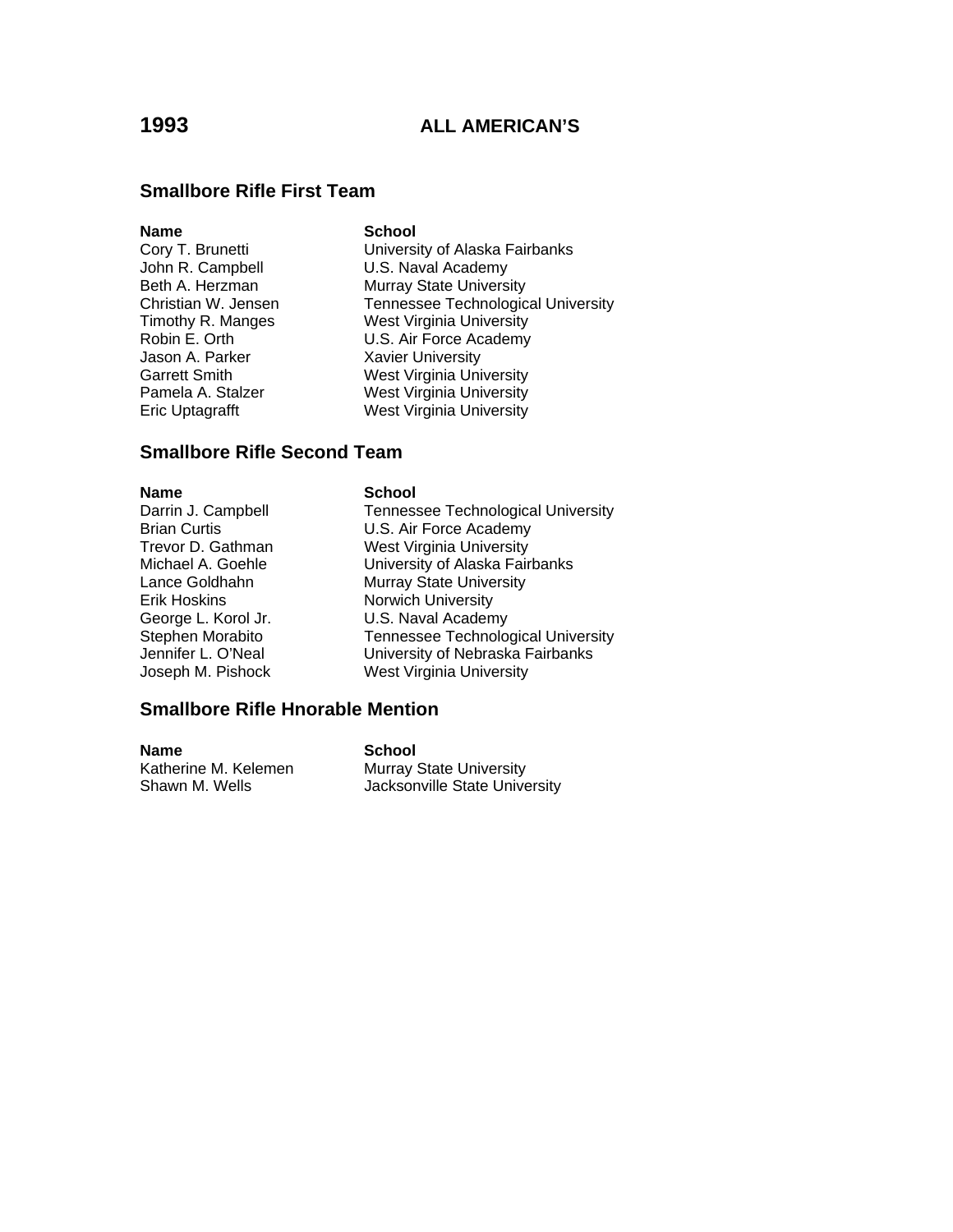# 1993 ALL AMERICAN’S

## Smallbore Rifle First Team

| Name | School |
|---|---|
| Cory T. Brunetti | University of Alaska Fairbanks |
| John R. Campbell | U.S. Naval Academy |
| Beth A. Herzman | Murray State University |
| Christian W. Jensen | Tennessee Technological University |
| Timothy R. Manges | West Virginia University |
| Robin E. Orth | U.S. Air Force Academy |
| Jason A. Parker | Xavier University |
| Garrett Smith | West Virginia University |
| Pamela A. Stalzer | West Virginia University |
| Eric Uptagrafft | West Virginia University |

## Smallbore Rifle Second Team

| Name | School |
|---|---|
| Darrin J. Campbell | Tennessee Technological University |
| Brian Curtis | U.S. Air Force Academy |
| Trevor D. Gathman | West Virginia University |
| Michael A. Goehle | University of Alaska Fairbanks |
| Lance Goldhahn | Murray State University |
| Erik Hoskins | Norwich University |
| George L. Korol Jr. | U.S. Naval Academy |
| Stephen Morabito | Tennessee Technological University |
| Jennifer L. O’Neal | University of Nebraska Fairbanks |
| Joseph M. Pishock | West Virginia University |

## Smallbore Rifle Hnorable Mention

| Name | School |
|---|---|
| Katherine M. Kelemen | Murray State University |
| Shawn M. Wells | Jacksonville State University |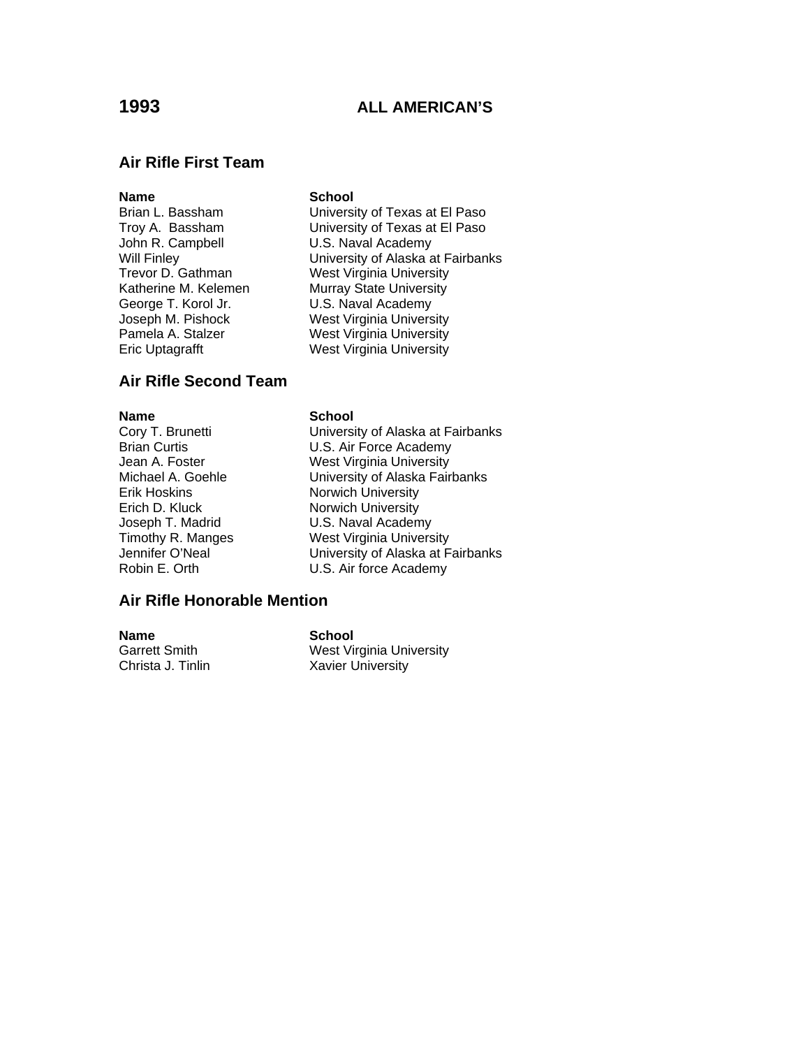# 1993 ALL AMERICAN'S

## Air Rifle First Team

| Name | School |
| --- | --- |
| Brian L. Bassham | University of Texas at El Paso |
| Troy A. Bassham | University of Texas at El Paso |
| John R. Campbell | U.S. Naval Academy |
| Will Finley | University of Alaska at Fairbanks |
| Trevor D. Gathman | West Virginia University |
| Katherine M. Kelemen | Murray State University |
| George T. Korol Jr. | U.S. Naval Academy |
| Joseph M. Pishock | West Virginia University |
| Pamela A. Stalzer | West Virginia University |
| Eric Uptagrafft | West Virginia University |

## Air Rifle Second Team

| Name | School |
| --- | --- |
| Cory T. Brunetti | University of Alaska at Fairbanks |
| Brian Curtis | U.S. Air Force Academy |
| Jean A. Foster | West Virginia University |
| Michael A. Goehle | University of Alaska Fairbanks |
| Erik Hoskins | Norwich University |
| Erich D. Kluck | Norwich University |
| Joseph T. Madrid | U.S. Naval Academy |
| Timothy R. Manges | West Virginia University |
| Jennifer O'Neal | University of Alaska at Fairbanks |
| Robin E. Orth | U.S. Air force Academy |

## Air Rifle Honorable Mention

| Name | School |
| --- | --- |
| Garrett Smith | West Virginia University |
| Christa J. Tinlin | Xavier University |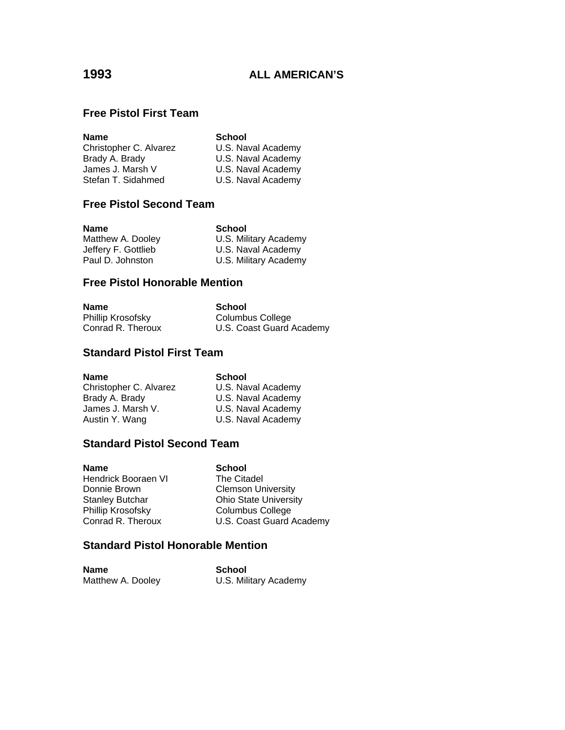# 1993 ALL AMERICAN'S

## Free Pistol First Team

| Name | School |
|---|---|
| Christopher C. Alvarez | U.S. Naval Academy |
| Brady A. Brady | U.S. Naval Academy |
| James J. Marsh V | U.S. Naval Academy |
| Stefan T. Sidahmed | U.S. Naval Academy |

## Free Pistol Second Team

| Name | School |
|---|---|
| Matthew A. Dooley | U.S. Military Academy |
| Jeffery F. Gottlieb | U.S. Naval Academy |
| Paul D. Johnston | U.S. Military Academy |

## Free Pistol Honorable Mention

| Name | School |
|---|---|
| Phillip Krosofsky | Columbus College |
| Conrad R. Theroux | U.S. Coast Guard Academy |

## Standard Pistol First Team

| Name | School |
|---|---|
| Christopher C. Alvarez | U.S. Naval Academy |
| Brady A. Brady | U.S. Naval Academy |
| James J. Marsh V. | U.S. Naval Academy |
| Austin Y. Wang | U.S. Naval Academy |

## Standard Pistol Second Team

| Name | School |
|---|---|
| Hendrick Booraen VI | The Citadel |
| Donnie Brown | Clemson University |
| Stanley Butchar | Ohio State University |
| Phillip Krosofsky | Columbus College |
| Conrad R. Theroux | U.S. Coast Guard Academy |

## Standard Pistol Honorable Mention

| Name | School |
|---|---|
| Matthew A. Dooley | U.S. Military Academy |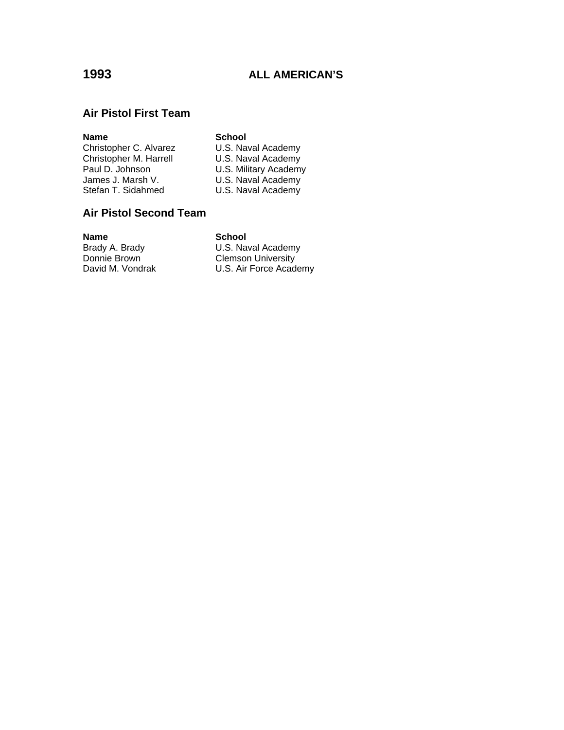# 1993 ALL AMERICAN'S

## Air Pistol First Team

| Name | School |
|---|---|
| Christopher C. Alvarez | U.S. Naval Academy |
| Christopher M. Harrell | U.S. Naval Academy |
| Paul D. Johnson | U.S. Military Academy |
| James J. Marsh V. | U.S. Naval Academy |
| Stefan T. Sidahmed | U.S. Naval Academy |

## Air Pistol Second Team

| Name | School |
|---|---|
| Brady A. Brady | U.S. Naval Academy |
| Donnie Brown | Clemson University |
| David M. Vondrak | U.S. Air Force Academy |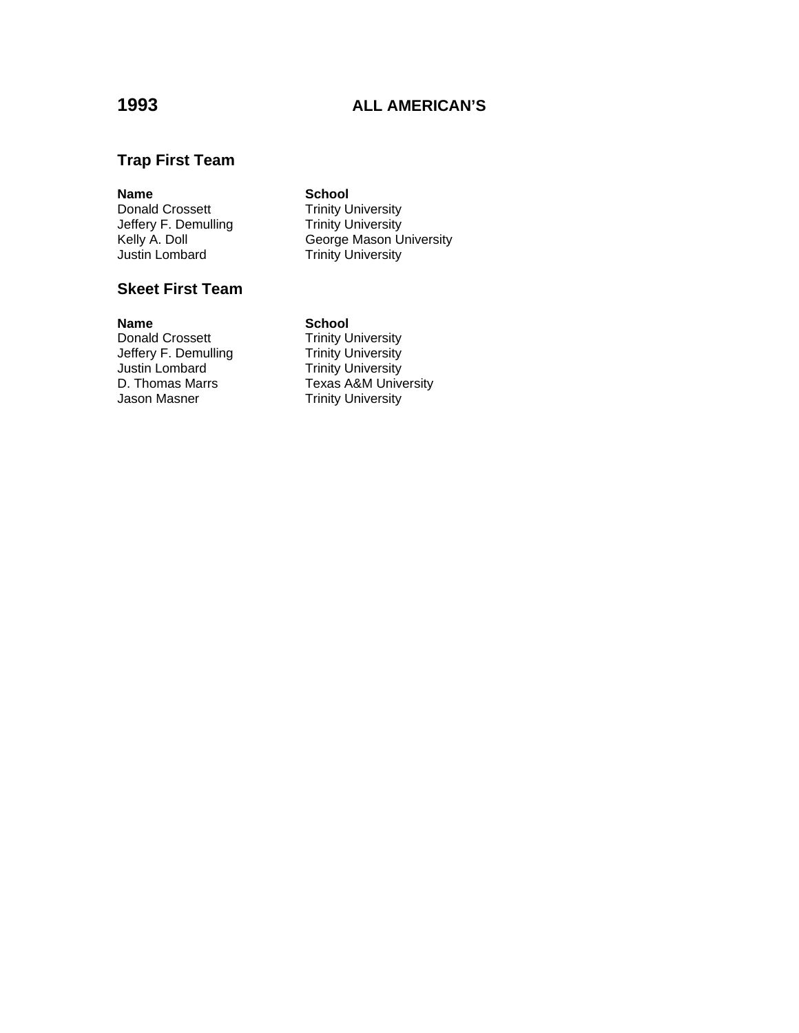# 1993 ALL AMERICAN'S

## Trap First Team

| Name | School |
|---|---|
| Donald Crossett | Trinity University |
| Jeffery F. Demulling | Trinity University |
| Kelly A. Doll | George Mason University |
| Justin Lombard | Trinity University |

## Skeet First Team

| Name | School |
|---|---|
| Donald Crossett | Trinity University |
| Jeffery F. Demulling | Trinity University |
| Justin Lombard | Trinity University |
| D. Thomas Marrs | Texas A&M University |
| Jason Masner | Trinity University |